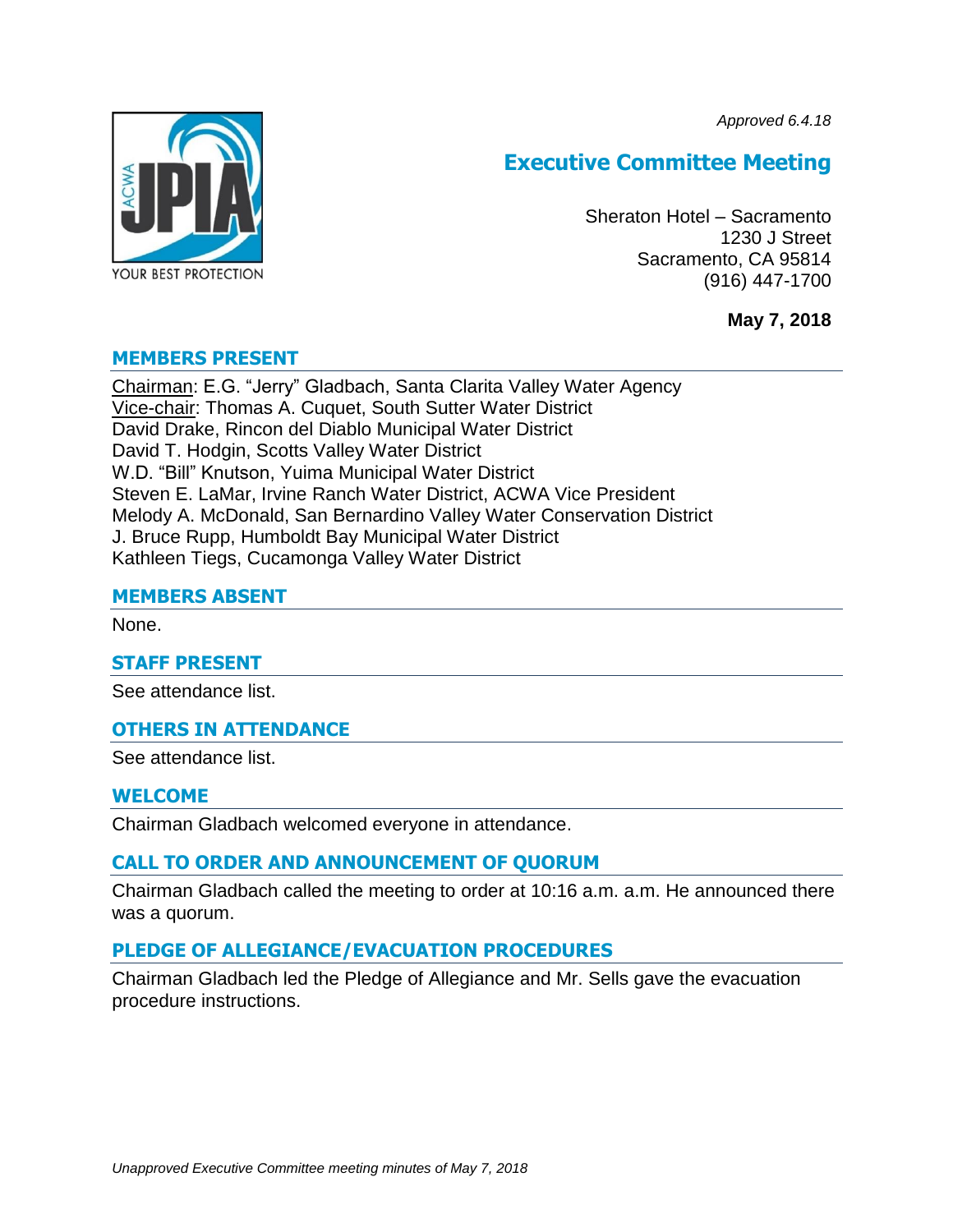*Approved 6.4.18*

# Executive Committee Meeting

Sheraton Hotel – Sacramento
1230 J Street
Sacramento, CA 95814
(916) 447-1700

**May 7, 2018**

## MEMBERS PRESENT

Chairman: E.G. "Jerry" Gladbach, Santa Clarita Valley Water Agency
Vice-chair: Thomas A. Cuquet, South Sutter Water District
David Drake, Rincon del Diablo Municipal Water District
David T. Hodgin, Scotts Valley Water District
W.D. "Bill" Knutson, Yuima Municipal Water District
Steven E. LaMar, Irvine Ranch Water District, ACWA Vice President
Melody A. McDonald, San Bernardino Valley Water Conservation District
J. Bruce Rupp, Humboldt Bay Municipal Water District
Kathleen Tiegs, Cucamonga Valley Water District

## MEMBERS ABSENT

None.

## STAFF PRESENT

See attendance list.

## OTHERS IN ATTENDANCE

See attendance list.

## WELCOME

Chairman Gladbach welcomed everyone in attendance.

## CALL TO ORDER AND ANNOUNCEMENT OF QUORUM

Chairman Gladbach called the meeting to order at 10:16 a.m. a.m. He announced there was a quorum.

## PLEDGE OF ALLEGIANCE/EVACUATION PROCEDURES

Chairman Gladbach led the Pledge of Allegiance and Mr. Sells gave the evacuation procedure instructions.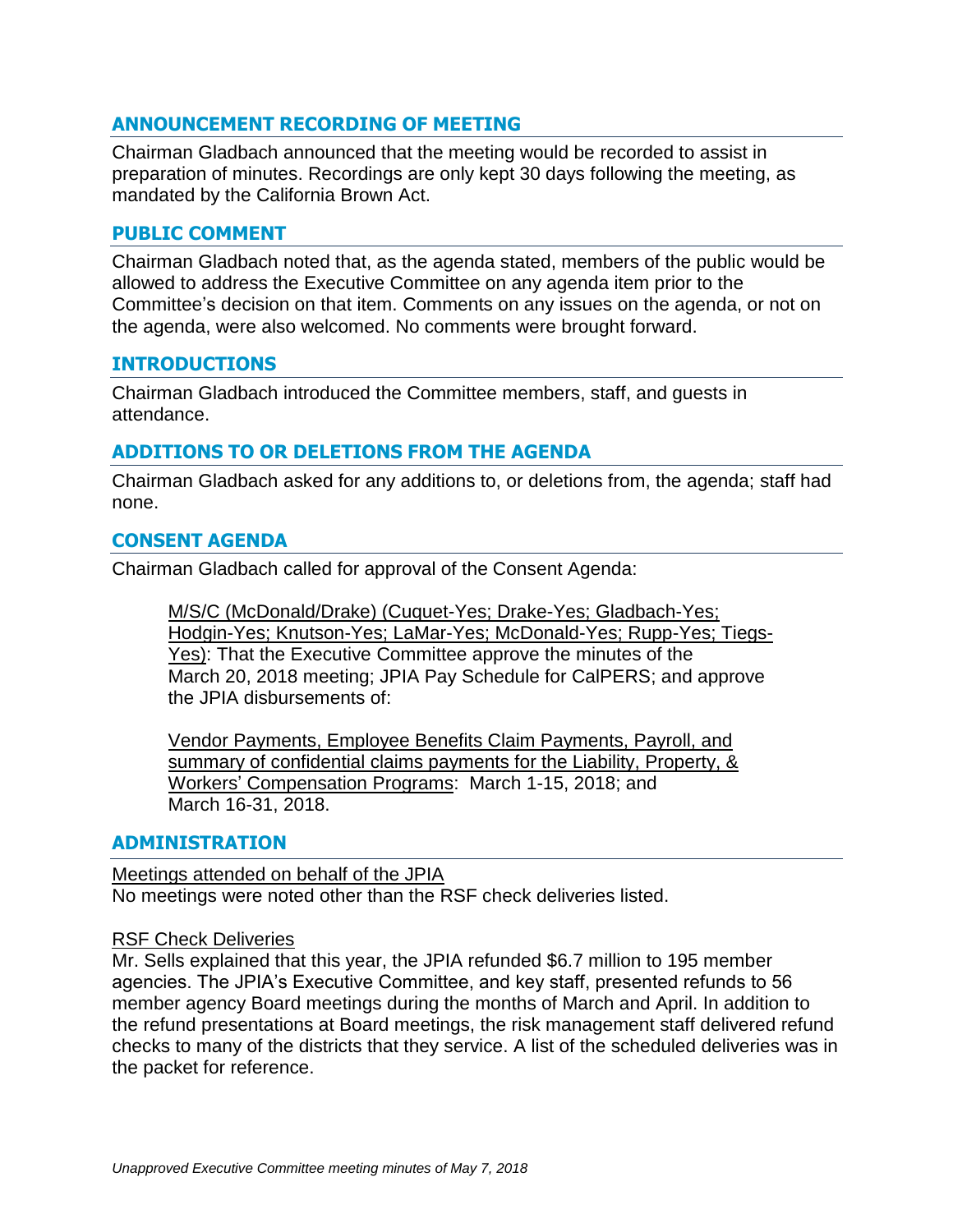## ANNOUNCEMENT RECORDING OF MEETING

Chairman Gladbach announced that the meeting would be recorded to assist in preparation of minutes. Recordings are only kept 30 days following the meeting, as mandated by the California Brown Act.

## PUBLIC COMMENT

Chairman Gladbach noted that, as the agenda stated, members of the public would be allowed to address the Executive Committee on any agenda item prior to the Committee's decision on that item. Comments on any issues on the agenda, or not on the agenda, were also welcomed. No comments were brought forward.

## INTRODUCTIONS

Chairman Gladbach introduced the Committee members, staff, and guests in attendance.

## ADDITIONS TO OR DELETIONS FROM THE AGENDA

Chairman Gladbach asked for any additions to, or deletions from, the agenda; staff had none.

## CONSENT AGENDA

Chairman Gladbach called for approval of the Consent Agenda:

> M/S/C (McDonald/Drake) (Cuquet-Yes; Drake-Yes; Gladbach-Yes; Hodgin-Yes; Knutson-Yes; LaMar-Yes; McDonald-Yes; Rupp-Yes; Tiegs-Yes): That the Executive Committee approve the minutes of the March 20, 2018 meeting; JPIA Pay Schedule for CalPERS; and approve the JPIA disbursements of:
>
> Vendor Payments, Employee Benefits Claim Payments, Payroll, and summary of confidential claims payments for the Liability, Property, & Workers' Compensation Programs: March 1-15, 2018; and March 16-31, 2018.

## ADMINISTRATION

Meetings attended on behalf of the JPIA
No meetings were noted other than the RSF check deliveries listed.

RSF Check Deliveries
Mr. Sells explained that this year, the JPIA refunded $6.7 million to 195 member agencies. The JPIA's Executive Committee, and key staff, presented refunds to 56 member agency Board meetings during the months of March and April. In addition to the refund presentations at Board meetings, the risk management staff delivered refund checks to many of the districts that they service. A list of the scheduled deliveries was in the packet for reference.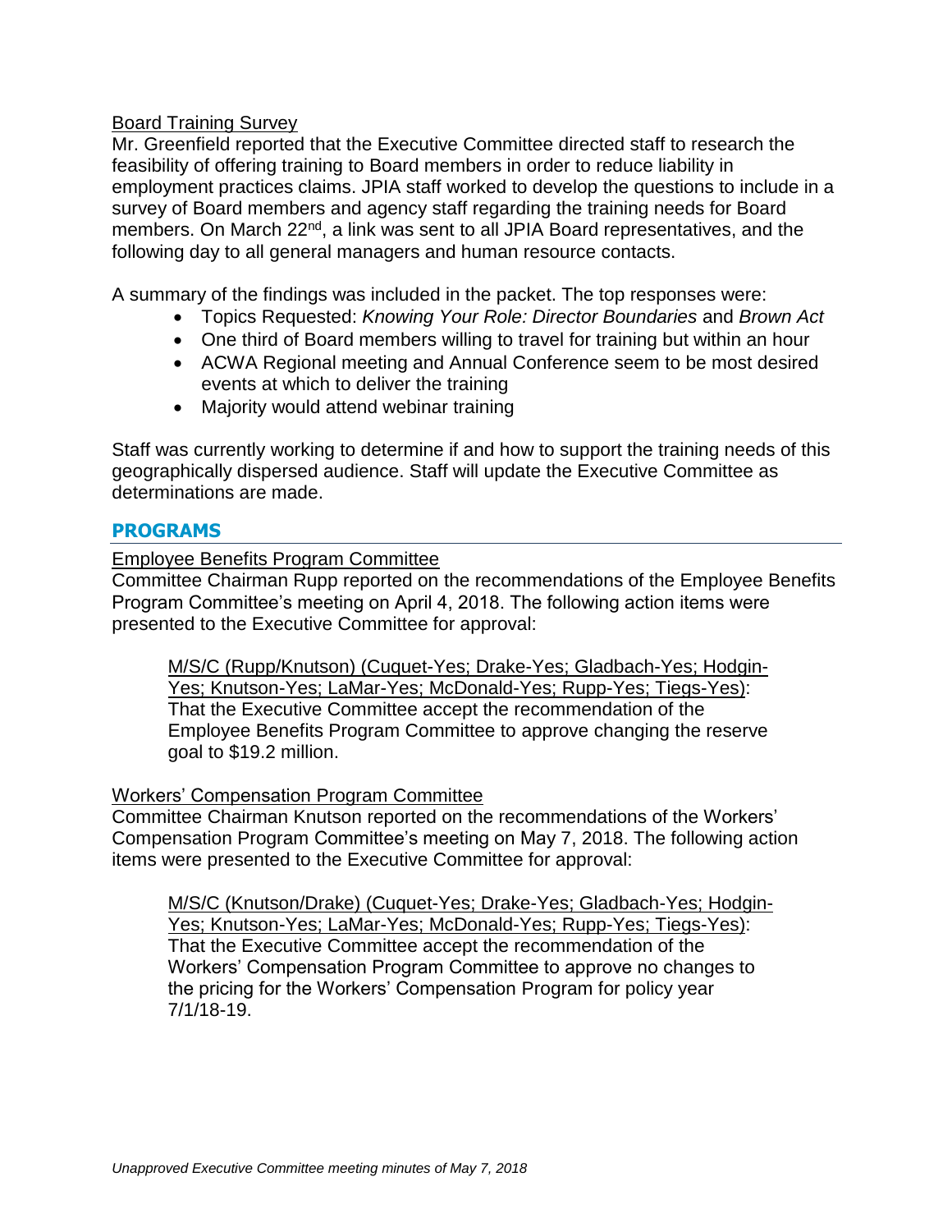Board Training Survey

Mr. Greenfield reported that the Executive Committee directed staff to research the feasibility of offering training to Board members in order to reduce liability in employment practices claims. JPIA staff worked to develop the questions to include in a survey of Board members and agency staff regarding the training needs for Board members. On March 22nd, a link was sent to all JPIA Board representatives, and the following day to all general managers and human resource contacts.

A summary of the findings was included in the packet. The top responses were:

- Topics Requested: *Knowing Your Role: Director Boundaries* and *Brown Act*
- One third of Board members willing to travel for training but within an hour
- ACWA Regional meeting and Annual Conference seem to be most desired events at which to deliver the training
- Majority would attend webinar training

Staff was currently working to determine if and how to support the training needs of this geographically dispersed audience. Staff will update the Executive Committee as determinations are made.

## PROGRAMS

Employee Benefits Program Committee

Committee Chairman Rupp reported on the recommendations of the Employee Benefits Program Committee's meeting on April 4, 2018. The following action items were presented to the Executive Committee for approval:

> M/S/C (Rupp/Knutson) (Cuquet-Yes; Drake-Yes; Gladbach-Yes; Hodgin-Yes; Knutson-Yes; LaMar-Yes; McDonald-Yes; Rupp-Yes; Tiegs-Yes): That the Executive Committee accept the recommendation of the Employee Benefits Program Committee to approve changing the reserve goal to $19.2 million.

Workers' Compensation Program Committee

Committee Chairman Knutson reported on the recommendations of the Workers' Compensation Program Committee's meeting on May 7, 2018. The following action items were presented to the Executive Committee for approval:

> M/S/C (Knutson/Drake) (Cuquet-Yes; Drake-Yes; Gladbach-Yes; Hodgin-Yes; Knutson-Yes; LaMar-Yes; McDonald-Yes; Rupp-Yes; Tiegs-Yes): That the Executive Committee accept the recommendation of the Workers' Compensation Program Committee to approve no changes to the pricing for the Workers' Compensation Program for policy year 7/1/18-19.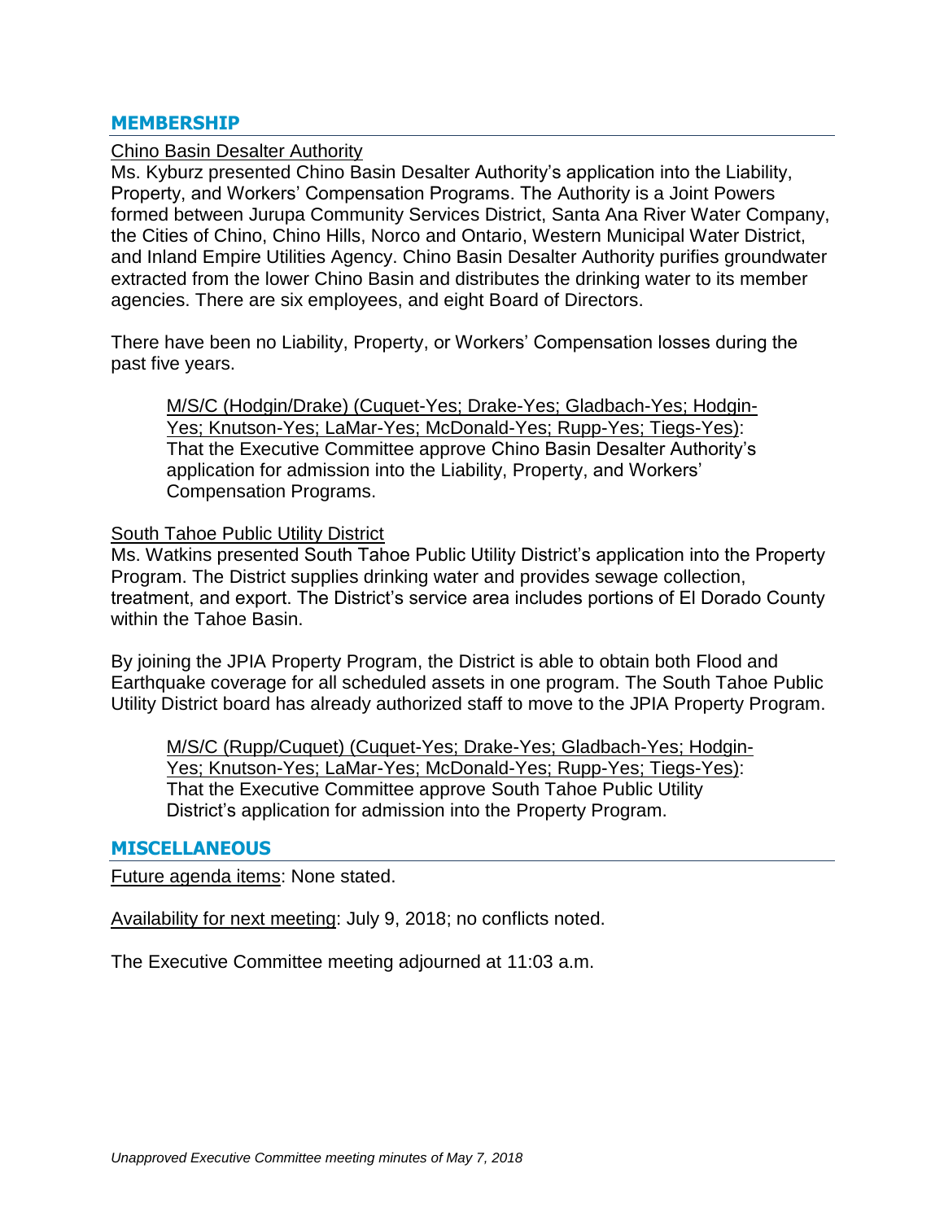## MEMBERSHIP

Chino Basin Desalter Authority

Ms. Kyburz presented Chino Basin Desalter Authority's application into the Liability, Property, and Workers' Compensation Programs. The Authority is a Joint Powers formed between Jurupa Community Services District, Santa Ana River Water Company, the Cities of Chino, Chino Hills, Norco and Ontario, Western Municipal Water District, and Inland Empire Utilities Agency. Chino Basin Desalter Authority purifies groundwater extracted from the lower Chino Basin and distributes the drinking water to its member agencies. There are six employees, and eight Board of Directors.

There have been no Liability, Property, or Workers' Compensation losses during the past five years.

> M/S/C (Hodgin/Drake) (Cuquet-Yes; Drake-Yes; Gladbach-Yes; Hodgin-Yes; Knutson-Yes; LaMar-Yes; McDonald-Yes; Rupp-Yes; Tiegs-Yes): That the Executive Committee approve Chino Basin Desalter Authority's application for admission into the Liability, Property, and Workers' Compensation Programs.

South Tahoe Public Utility District

Ms. Watkins presented South Tahoe Public Utility District's application into the Property Program. The District supplies drinking water and provides sewage collection, treatment, and export. The District's service area includes portions of El Dorado County within the Tahoe Basin.

By joining the JPIA Property Program, the District is able to obtain both Flood and Earthquake coverage for all scheduled assets in one program. The South Tahoe Public Utility District board has already authorized staff to move to the JPIA Property Program.

> M/S/C (Rupp/Cuquet) (Cuquet-Yes; Drake-Yes; Gladbach-Yes; Hodgin-Yes; Knutson-Yes; LaMar-Yes; McDonald-Yes; Rupp-Yes; Tiegs-Yes): That the Executive Committee approve South Tahoe Public Utility District's application for admission into the Property Program.

## MISCELLANEOUS

Future agenda items: None stated.

Availability for next meeting: July 9, 2018; no conflicts noted.

The Executive Committee meeting adjourned at 11:03 a.m.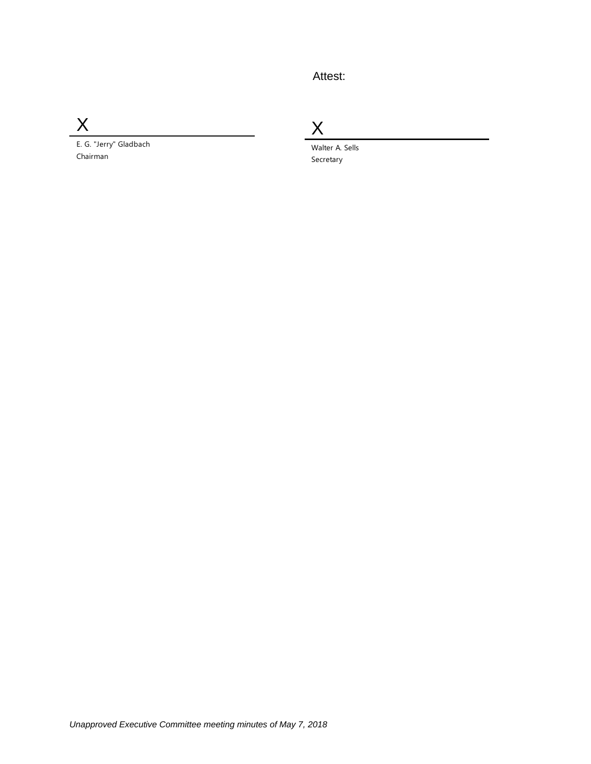Attest:

X
E. G. "Jerry" Gladbach
Chairman

X
Walter A. Sells
Secretary

*Unapproved Executive Committee meeting minutes of May 7, 2018*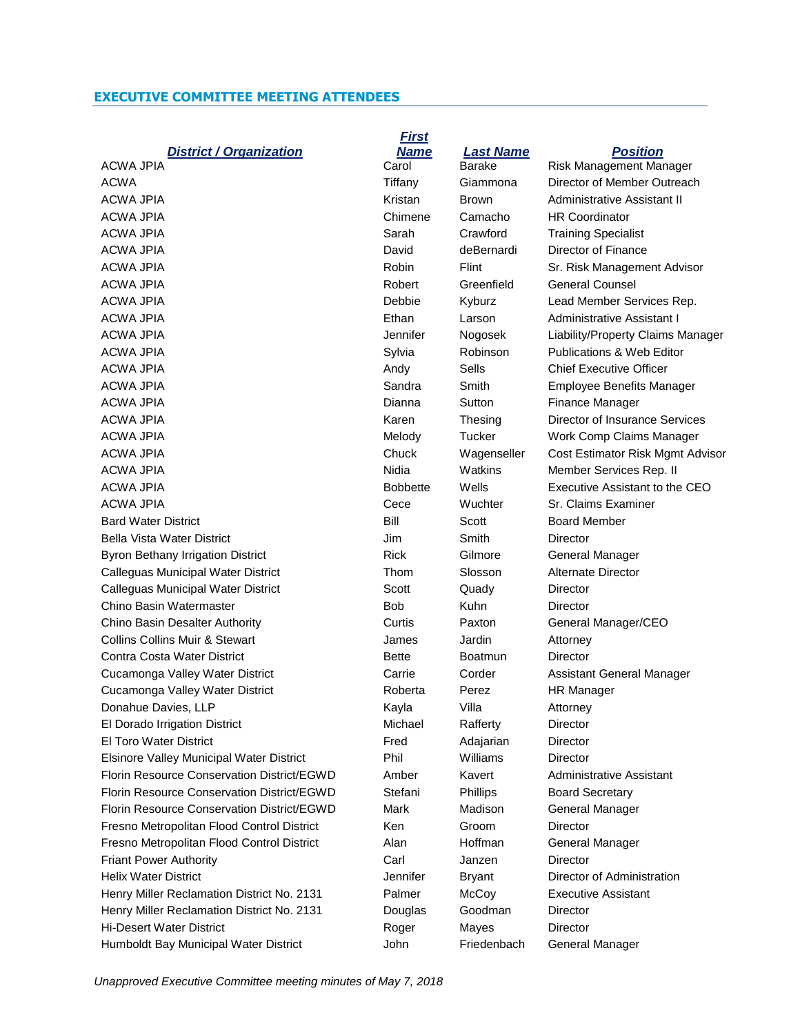## EXECUTIVE COMMITTEE MEETING ATTENDEES

| District / Organization | First Name | Last Name | Position |
|---|---|---|---|
| ACWA JPIA | Carol | Barake | Risk Management Manager |
| ACWA | Tiffany | Giammona | Director of Member Outreach |
| ACWA JPIA | Kristan | Brown | Administrative Assistant II |
| ACWA JPIA | Chimene | Camacho | HR Coordinator |
| ACWA JPIA | Sarah | Crawford | Training Specialist |
| ACWA JPIA | David | deBernardi | Director of Finance |
| ACWA JPIA | Robin | Flint | Sr. Risk Management Advisor |
| ACWA JPIA | Robert | Greenfield | General Counsel |
| ACWA JPIA | Debbie | Kyburz | Lead Member Services Rep. |
| ACWA JPIA | Ethan | Larson | Administrative Assistant I |
| ACWA JPIA | Jennifer | Nogosek | Liability/Property Claims Manager |
| ACWA JPIA | Sylvia | Robinson | Publications & Web Editor |
| ACWA JPIA | Andy | Sells | Chief Executive Officer |
| ACWA JPIA | Sandra | Smith | Employee Benefits Manager |
| ACWA JPIA | Dianna | Sutton | Finance Manager |
| ACWA JPIA | Karen | Thesing | Director of Insurance Services |
| ACWA JPIA | Melody | Tucker | Work Comp Claims Manager |
| ACWA JPIA | Chuck | Wagenseller | Cost Estimator Risk Mgmt Advisor |
| ACWA JPIA | Nidia | Watkins | Member Services Rep. II |
| ACWA JPIA | Bobbette | Wells | Executive Assistant to the CEO |
| ACWA JPIA | Cece | Wuchter | Sr. Claims Examiner |
| Bard Water District | Bill | Scott | Board Member |
| Bella Vista Water District | Jim | Smith | Director |
| Byron Bethany Irrigation District | Rick | Gilmore | General Manager |
| Calleguas Municipal Water District | Thom | Slosson | Alternate Director |
| Calleguas Municipal Water District | Scott | Quady | Director |
| Chino Basin Watermaster | Bob | Kuhn | Director |
| Chino Basin Desalter Authority | Curtis | Paxton | General Manager/CEO |
| Collins Collins Muir & Stewart | James | Jardin | Attorney |
| Contra Costa Water District | Bette | Boatmun | Director |
| Cucamonga Valley Water District | Carrie | Corder | Assistant General Manager |
| Cucamonga Valley Water District | Roberta | Perez | HR Manager |
| Donahue Davies, LLP | Kayla | Villa | Attorney |
| El Dorado Irrigation District | Michael | Rafferty | Director |
| El Toro Water District | Fred | Adajarian | Director |
| Elsinore Valley Municipal Water District | Phil | Williams | Director |
| Florin Resource Conservation District/EGWD | Amber | Kavert | Administrative Assistant |
| Florin Resource Conservation District/EGWD | Stefani | Phillips | Board Secretary |
| Florin Resource Conservation District/EGWD | Mark | Madison | General Manager |
| Fresno Metropolitan Flood Control District | Ken | Groom | Director |
| Fresno Metropolitan Flood Control District | Alan | Hoffman | General Manager |
| Friant Power Authority | Carl | Janzen | Director |
| Helix Water District | Jennifer | Bryant | Director of Administration |
| Henry Miller Reclamation District No. 2131 | Palmer | McCoy | Executive Assistant |
| Henry Miller Reclamation District No. 2131 | Douglas | Goodman | Director |
| Hi-Desert Water District | Roger | Mayes | Director |
| Humboldt Bay Municipal Water District | John | Friedenbach | General Manager |

*Unapproved Executive Committee meeting minutes of May 7, 2018*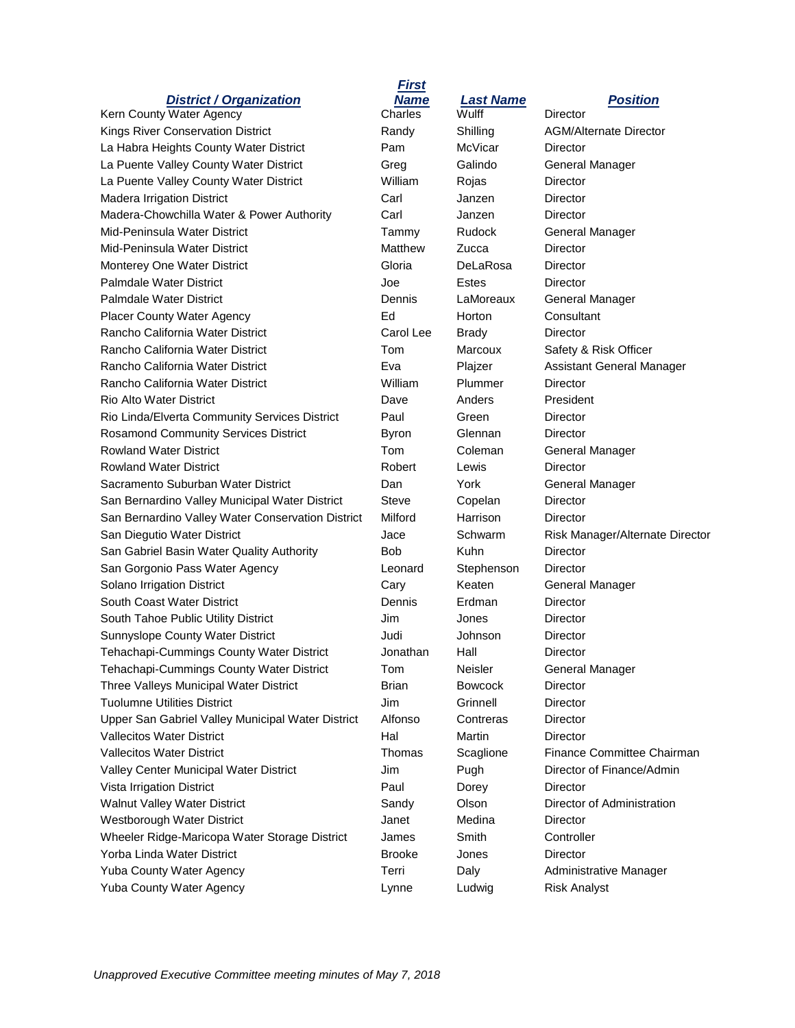| District / Organization | First Name | Last Name | Position |
|---|---|---|---|
| Kern County Water Agency | Charles | Wulff | Director |
| Kings River Conservation District | Randy | Shilling | AGM/Alternate Director |
| La Habra Heights County Water District | Pam | McVicar | Director |
| La Puente Valley County Water District | Greg | Galindo | General Manager |
| La Puente Valley County Water District | William | Rojas | Director |
| Madera Irrigation District | Carl | Janzen | Director |
| Madera-Chowchilla Water & Power Authority | Carl | Janzen | Director |
| Mid-Peninsula Water District | Tammy | Rudock | General Manager |
| Mid-Peninsula Water District | Matthew | Zucca | Director |
| Monterey One Water District | Gloria | DeLaRosa | Director |
| Palmdale Water District | Joe | Estes | Director |
| Palmdale Water District | Dennis | LaMoreaux | General Manager |
| Placer County Water Agency | Ed | Horton | Consultant |
| Rancho California Water District | Carol Lee | Brady | Director |
| Rancho California Water District | Tom | Marcoux | Safety & Risk Officer |
| Rancho California Water District | Eva | Plajzer | Assistant General Manager |
| Rancho California Water District | William | Plummer | Director |
| Rio Alto Water District | Dave | Anders | President |
| Rio Linda/Elverta Community Services District | Paul | Green | Director |
| Rosamond Community Services District | Byron | Glennan | Director |
| Rowland Water District | Tom | Coleman | General Manager |
| Rowland Water District | Robert | Lewis | Director |
| Sacramento Suburban Water District | Dan | York | General Manager |
| San Bernardino Valley Municipal Water District | Steve | Copelan | Director |
| San Bernardino Valley Water Conservation District | Milford | Harrison | Director |
| San Diegutio Water District | Jace | Schwarm | Risk Manager/Alternate Director |
| San Gabriel Basin Water Quality Authority | Bob | Kuhn | Director |
| San Gorgonio Pass Water Agency | Leonard | Stephenson | Director |
| Solano Irrigation District | Cary | Keaten | General Manager |
| South Coast Water District | Dennis | Erdman | Director |
| South Tahoe Public Utility District | Jim | Jones | Director |
| Sunnyslope County Water District | Judi | Johnson | Director |
| Tehachapi-Cummings County Water District | Jonathan | Hall | Director |
| Tehachapi-Cummings County Water District | Tom | Neisler | General Manager |
| Three Valleys Municipal Water District | Brian | Bowcock | Director |
| Tuolumne Utilities District | Jim | Grinnell | Director |
| Upper San Gabriel Valley Municipal Water District | Alfonso | Contreras | Director |
| Vallecitos Water District | Hal | Martin | Director |
| Vallecitos Water District | Thomas | Scaglione | Finance Committee Chairman |
| Valley Center Municipal Water District | Jim | Pugh | Director of Finance/Admin |
| Vista Irrigation District | Paul | Dorey | Director |
| Walnut Valley Water District | Sandy | Olson | Director of Administration |
| Westborough Water District | Janet | Medina | Director |
| Wheeler Ridge-Maricopa Water Storage District | James | Smith | Controller |
| Yorba Linda Water District | Brooke | Jones | Director |
| Yuba County Water Agency | Terri | Daly | Administrative Manager |
| Yuba County Water Agency | Lynne | Ludwig | Risk Analyst |

*Unapproved Executive Committee meeting minutes of May 7, 2018*